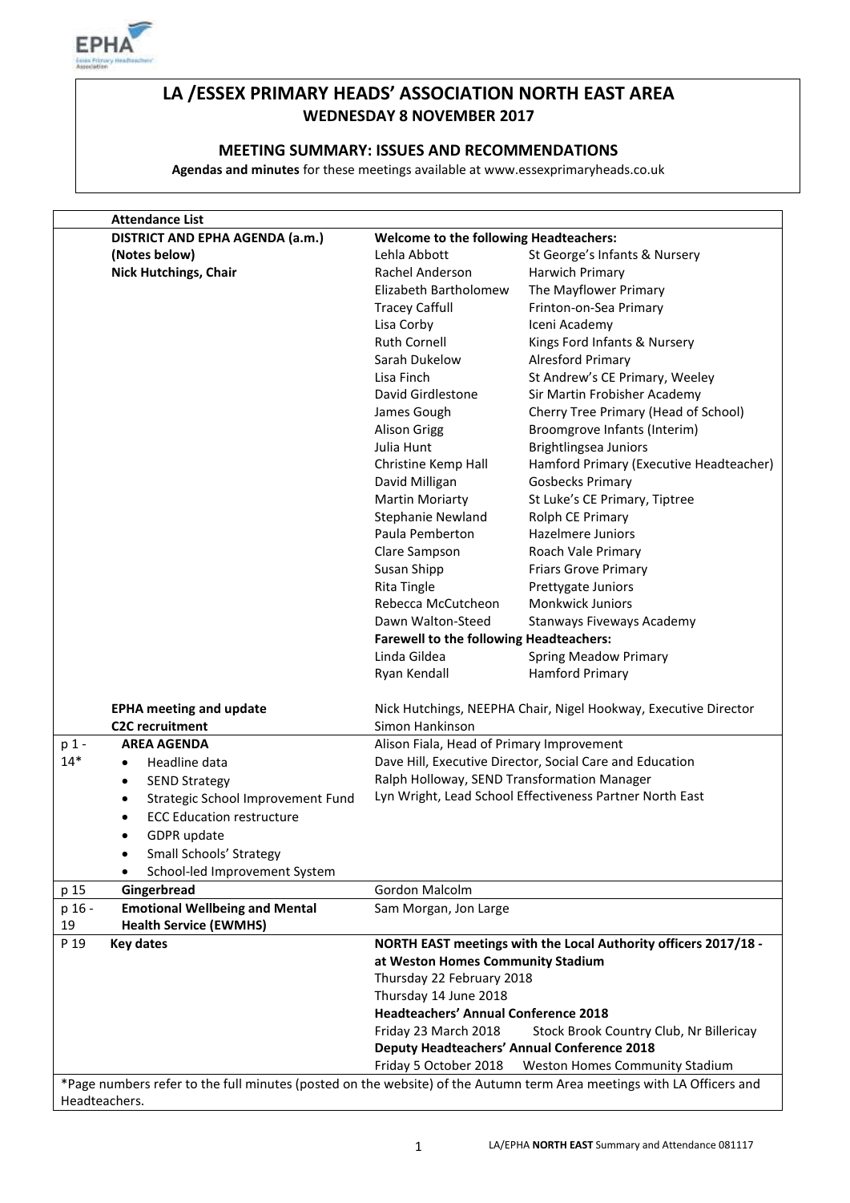# LA /ESSEX PRIMARY HEADS' ASSOCIATION NORTH EAST AREA

## WEDNESDAY 8 NOVEMBER 2017

### MEETING SUMMARY: ISSUES AND RECOMMENDATIONS

**Agendas and minutes** for these meetings available at www.essexprimaryheads.co.uk

| | **Attendance List** | | |
|---|---|---|---|
| | **DISTRICT AND EPHA AGENDA (a.m.)** | **Welcome to the following Headteachers:** | |
| | **(Notes below)** | Lehla Abbott | St George's Infants & Nursery |
| | **Nick Hutchings, Chair** | Rachel Anderson | Harwich Primary |
| | | Elizabeth Bartholomew | The Mayflower Primary |
| | | Tracey Caffull | Frinton-on-Sea Primary |
| | | Lisa Corby | Iceni Academy |
| | | Ruth Cornell | Kings Ford Infants & Nursery |
| | | Sarah Dukelow | Alresford Primary |
| | | Lisa Finch | St Andrew's CE Primary, Weeley |
| | | David Girdlestone | Sir Martin Frobisher Academy |
| | | James Gough | Cherry Tree Primary (Head of School) |
| | | Alison Grigg | Broomgrove Infants (Interim) |
| | | Julia Hunt | Brightlingsea Juniors |
| | | Christine Kemp Hall | Hamford Primary (Executive Headteacher) |
| | | David Milligan | Gosbecks Primary |
| | | Martin Moriarty | St Luke's CE Primary, Tiptree |
| | | Stephanie Newland | Rolph CE Primary |
| | | Paula Pemberton | Hazelmere Juniors |
| | | Clare Sampson | Roach Vale Primary |
| | | Susan Shipp | Friars Grove Primary |
| | | Rita Tingle | Prettygate Juniors |
| | | Rebecca McCutcheon | Monkwick Juniors |
| | | Dawn Walton-Steed | Stanways Fiveways Academy |
| | | **Farewell to the following Headteachers:** | |
| | | Linda Gildea | Spring Meadow Primary |
| | | Ryan Kendall | Hamford Primary |
| | **EPHA meeting and update** | Nick Hutchings, NEEPHA Chair, Nigel Hookway, Executive Director | |
| | **C2C recruitment** | Simon Hankinson | |
| p 1 - 14* | **AREA AGENDA**<br>• Headline data<br>• SEND Strategy<br>• Strategic School Improvement Fund<br>• ECC Education restructure<br>• GDPR update<br>• Small Schools' Strategy<br>• School-led Improvement System | Alison Fiala, Head of Primary Improvement<br>Dave Hill, Executive Director, Social Care and Education<br>Ralph Holloway, SEND Transformation Manager<br>Lyn Wright, Lead School Effectiveness Partner North East | |
| p 15 | **Gingerbread** | Gordon Malcolm | |
| p 16 - 19 | **Emotional Wellbeing and Mental Health Service (EWMHS)** | Sam Morgan, Jon Large | |
| P 19 | **Key dates** | **NORTH EAST meetings with the Local Authority officers 2017/18 - at Weston Homes Community Stadium**<br>Thursday 22 February 2018<br>Thursday 14 June 2018<br>**Headteachers' Annual Conference 2018**<br>Friday 23 March 2018 Stock Brook Country Club, Nr Billericay<br>**Deputy Headteachers' Annual Conference 2018**<br>Friday 5 October 2018 Weston Homes Community Stadium | |

*Page numbers refer to the full minutes (posted on the website) of the Autumn term Area meetings with LA Officers and Headteachers.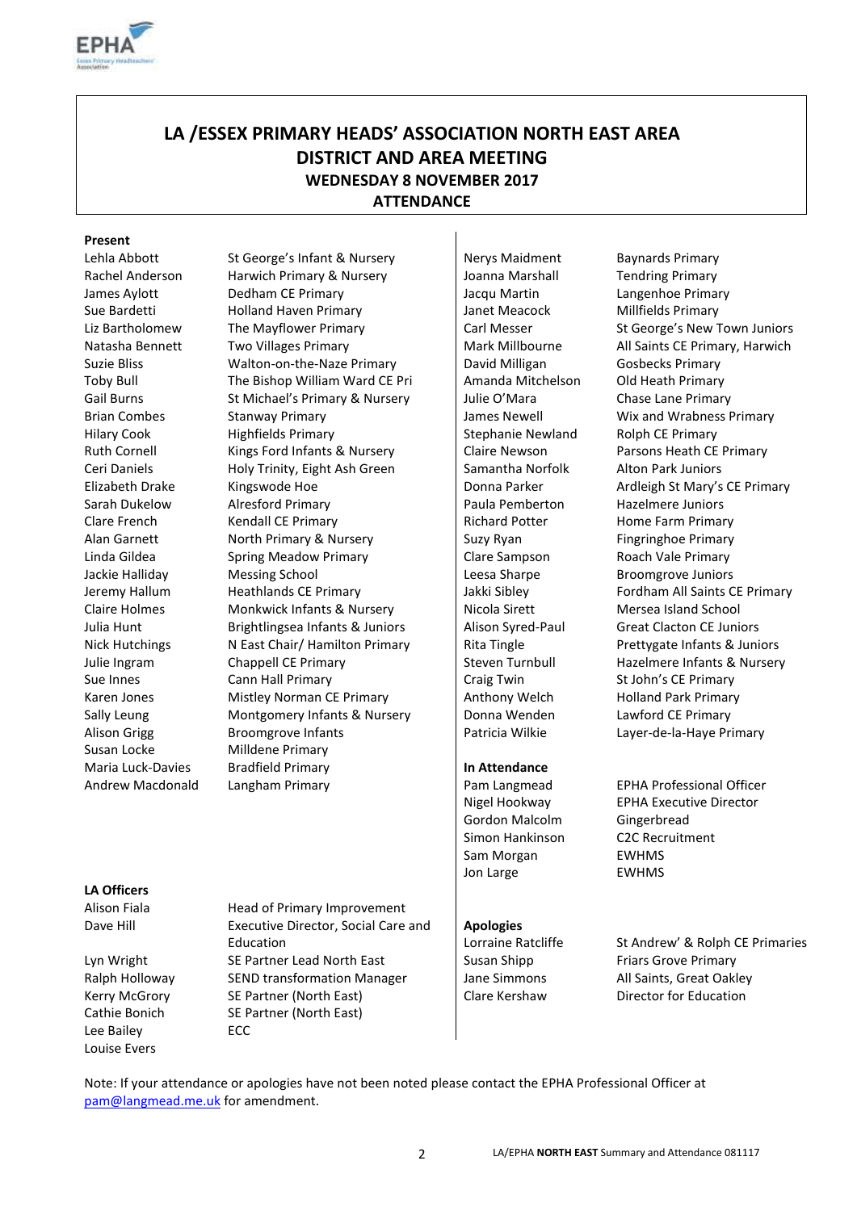# LA /ESSEX PRIMARY HEADS' ASSOCIATION NORTH EAST AREA DISTRICT AND AREA MEETING

## WEDNESDAY 8 NOVEMBER 2017

## ATTENDANCE

**Present**

| Name | School |
|---|---|
| Lehla Abbott | St George's Infant & Nursery |
| Rachel Anderson | Harwich Primary & Nursery |
| James Aylott | Dedham CE Primary |
| Sue Bardetti | Holland Haven Primary |
| Liz Bartholomew | The Mayflower Primary |
| Natasha Bennett | Two Villages Primary |
| Suzie Bliss | Walton-on-the-Naze Primary |
| Toby Bull | The Bishop William Ward CE Pri |
| Gail Burns | St Michael's Primary & Nursery |
| Brian Combes | Stanway Primary |
| Hilary Cook | Highfields Primary |
| Ruth Cornell | Kings Ford Infants & Nursery |
| Ceri Daniels | Holy Trinity, Eight Ash Green |
| Elizabeth Drake | Kingswode Hoe |
| Sarah Dukelow | Alresford Primary |
| Clare French | Kendall CE Primary |
| Alan Garnett | North Primary & Nursery |
| Linda Gildea | Spring Meadow Primary |
| Jackie Halliday | Messing School |
| Jeremy Hallum | Heathlands CE Primary |
| Claire Holmes | Monkwick Infants & Nursery |
| Julia Hunt | Brightlingsea Infants & Juniors |
| Nick Hutchings | N East Chair/ Hamilton Primary |
| Julie Ingram | Chappell CE Primary |
| Sue Innes | Cann Hall Primary |
| Karen Jones | Mistley Norman CE Primary |
| Sally Leung | Montgomery Infants & Nursery |
| Alison Grigg | Broomgrove Infants |
| Susan Locke | Milldene Primary |
| Maria Luck-Davies | Bradfield Primary |
| Andrew Macdonald | Langham Primary |
| Nerys Maidment | Baynards Primary |
| Joanna Marshall | Tendring Primary |
| Jacqu Martin | Langenhoe Primary |
| Janet Meacock | Millfields Primary |
| Carl Messer | St George's New Town Juniors |
| Mark Millbourne | All Saints CE Primary, Harwich |
| David Milligan | Gosbecks Primary |
| Amanda Mitchelson | Old Heath Primary |
| Julie O'Mara | Chase Lane Primary |
| James Newell | Wix and Wrabness Primary |
| Stephanie Newland | Rolph CE Primary |
| Claire Newson | Parsons Heath CE Primary |
| Samantha Norfolk | Alton Park Juniors |
| Donna Parker | Ardleigh St Mary's CE Primary |
| Paula Pemberton | Hazelmere Juniors |
| Richard Potter | Home Farm Primary |
| Suzy Ryan | Fingringhoe Primary |
| Clare Sampson | Roach Vale Primary |
| Leesa Sharpe | Broomgrove Juniors |
| Jakki Sibley | Fordham All Saints CE Primary |
| Nicola Sirett | Mersea Island School |
| Alison Syred-Paul | Great Clacton CE Juniors |
| Rita Tingle | Prettygate Infants & Juniors |
| Steven Turnbull | Hazelmere Infants & Nursery |
| Craig Twin | St John's CE Primary |
| Anthony Welch | Holland Park Primary |
| Donna Wenden | Lawford CE Primary |
| Patricia Wilkie | Layer-de-la-Haye Primary |

**In Attendance**

| Name | Role |
|---|---|
| Pam Langmead | EPHA Professional Officer |
| Nigel Hookway | EPHA Executive Director |
| Gordon Malcolm | Gingerbread |
| Simon Hankinson | C2C Recruitment |
| Sam Morgan | EWHMS |
| Jon Large | EWHMS |

**LA Officers**

| Name | Role |
|---|---|
| Alison Fiala | Head of Primary Improvement |
| Dave Hill | Executive Director, Social Care and Education |
| Lyn Wright | SE Partner Lead North East |
| Ralph Holloway | SEND transformation Manager |
| Kerry McGrory | SE Partner (North East) |
| Cathie Bonich | SE Partner (North East) |
| Lee Bailey | ECC |
| Louise Evers | |

**Apologies**

| Name | School |
|---|---|
| Lorraine Ratcliffe | St Andrew' & Rolph CE Primaries |
| Susan Shipp | Friars Grove Primary |
| Jane Simmons | All Saints, Great Oakley |
| Clare Kershaw | Director for Education |

Note: If your attendance or apologies have not been noted please contact the EPHA Professional Officer at pam@langmead.me.uk for amendment.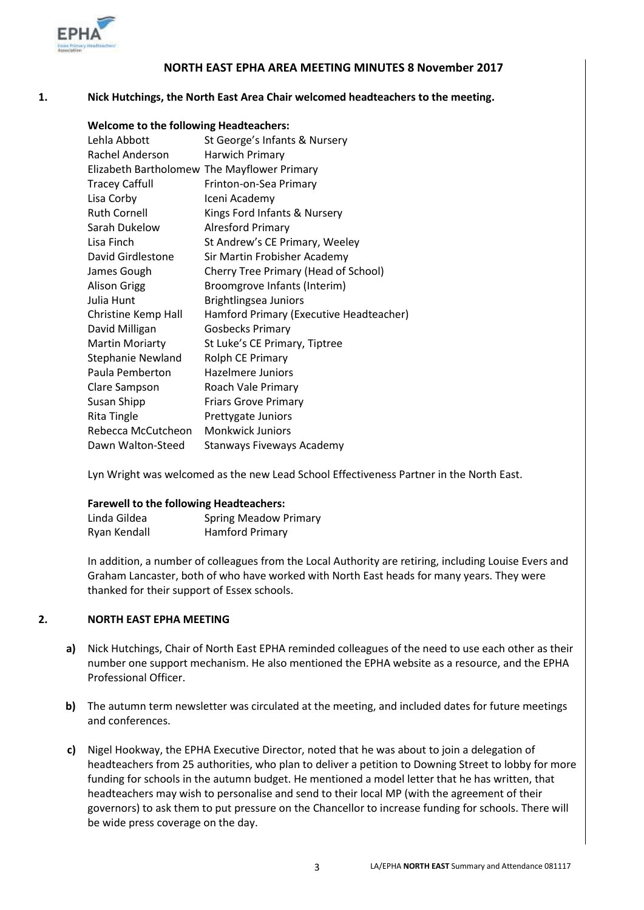## NORTH EAST EPHA AREA MEETING MINUTES 8 November 2017

**1. Nick Hutchings, the North East Area Chair welcomed headteachers to the meeting.**

**Welcome to the following Headteachers:**

| | |
|---|---|
| Lehla Abbott | St George's Infants & Nursery |
| Rachel Anderson | Harwich Primary |
| Elizabeth Bartholomew | The Mayflower Primary |
| Tracey Caffull | Frinton-on-Sea Primary |
| Lisa Corby | Iceni Academy |
| Ruth Cornell | Kings Ford Infants & Nursery |
| Sarah Dukelow | Alresford Primary |
| Lisa Finch | St Andrew's CE Primary, Weeley |
| David Girdlestone | Sir Martin Frobisher Academy |
| James Gough | Cherry Tree Primary (Head of School) |
| Alison Grigg | Broomgrove Infants (Interim) |
| Julia Hunt | Brightlingsea Juniors |
| Christine Kemp Hall | Hamford Primary (Executive Headteacher) |
| David Milligan | Gosbecks Primary |
| Martin Moriarty | St Luke's CE Primary, Tiptree |
| Stephanie Newland | Rolph CE Primary |
| Paula Pemberton | Hazelmere Juniors |
| Clare Sampson | Roach Vale Primary |
| Susan Shipp | Friars Grove Primary |
| Rita Tingle | Prettygate Juniors |
| Rebecca McCutcheon | Monkwick Juniors |
| Dawn Walton-Steed | Stanways Fiveways Academy |

Lyn Wright was welcomed as the new Lead School Effectiveness Partner in the North East.

**Farewell to the following Headteachers:**

| | |
|---|---|
| Linda Gildea | Spring Meadow Primary |
| Ryan Kendall | Hamford Primary |

In addition, a number of colleagues from the Local Authority are retiring, including Louise Evers and Graham Lancaster, both of who have worked with North East heads for many years. They were thanked for their support of Essex schools.

**2. NORTH EAST EPHA MEETING**

**a)** Nick Hutchings, Chair of North East EPHA reminded colleagues of the need to use each other as their number one support mechanism. He also mentioned the EPHA website as a resource, and the EPHA Professional Officer.

**b)** The autumn term newsletter was circulated at the meeting, and included dates for future meetings and conferences.

**c)** Nigel Hookway, the EPHA Executive Director, noted that he was about to join a delegation of headteachers from 25 authorities, who plan to deliver a petition to Downing Street to lobby for more funding for schools in the autumn budget. He mentioned a model letter that he has written, that headteachers may wish to personalise and send to their local MP (with the agreement of their governors) to ask them to put pressure on the Chancellor to increase funding for schools. There will be wide press coverage on the day.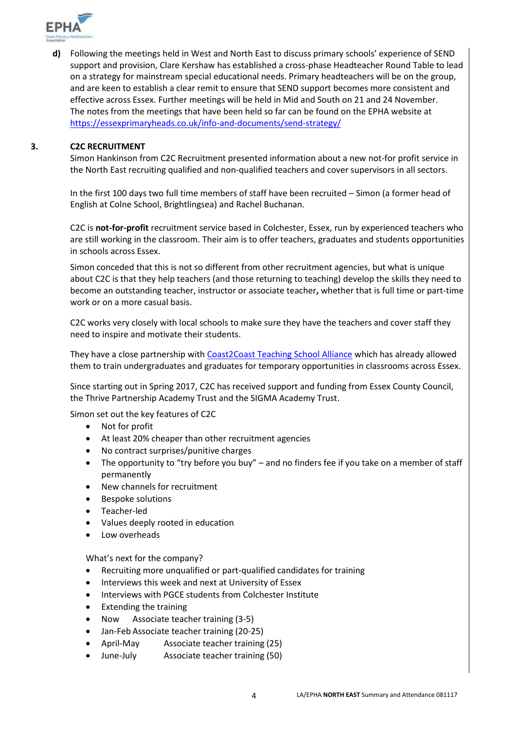**d)** Following the meetings held in West and North East to discuss primary schools' experience of SEND support and provision, Clare Kershaw has established a cross-phase Headteacher Round Table to lead on a strategy for mainstream special educational needs. Primary headteachers will be on the group, and are keen to establish a clear remit to ensure that SEND support becomes more consistent and effective across Essex. Further meetings will be held in Mid and South on 21 and 24 November. The notes from the meetings that have been held so far can be found on the EPHA website at https://essexprimaryheads.co.uk/info-and-documents/send-strategy/

## 3. C2C RECRUITMENT

Simon Hankinson from C2C Recruitment presented information about a new not-for profit service in the North East recruiting qualified and non-qualified teachers and cover supervisors in all sectors.

In the first 100 days two full time members of staff have been recruited – Simon (a former head of English at Colne School, Brightlingsea) and Rachel Buchanan.

C2C is **not-for-profit** recruitment service based in Colchester, Essex, run by experienced teachers who are still working in the classroom. Their aim is to offer teachers, graduates and students opportunities in schools across Essex.

Simon conceded that this is not so different from other recruitment agencies, but what is unique about C2C is that they help teachers (and those returning to teaching) develop the skills they need to become an outstanding teacher, instructor or associate teacher**,** whether that is full time or part-time work or on a more casual basis.

C2C works very closely with local schools to make sure they have the teachers and cover staff they need to inspire and motivate their students.

They have a close partnership with Coast2Coast Teaching School Alliance which has already allowed them to train undergraduates and graduates for temporary opportunities in classrooms across Essex.

Since starting out in Spring 2017, C2C has received support and funding from Essex County Council, the Thrive Partnership Academy Trust and the SIGMA Academy Trust.

Simon set out the key features of C2C

- Not for profit
- At least 20% cheaper than other recruitment agencies
- No contract surprises/punitive charges
- The opportunity to "try before you buy" – and no finders fee if you take on a member of staff permanently
- New channels for recruitment
- Bespoke solutions
- Teacher-led
- Values deeply rooted in education
- Low overheads

What's next for the company?

- Recruiting more unqualified or part-qualified candidates for training
- Interviews this week and next at University of Essex
- Interviews with PGCE students from Colchester Institute
- Extending the training
- Now Associate teacher training (3-5)
- Jan-Feb Associate teacher training (20-25)
- April-May Associate teacher training (25)
- June-July Associate teacher training (50)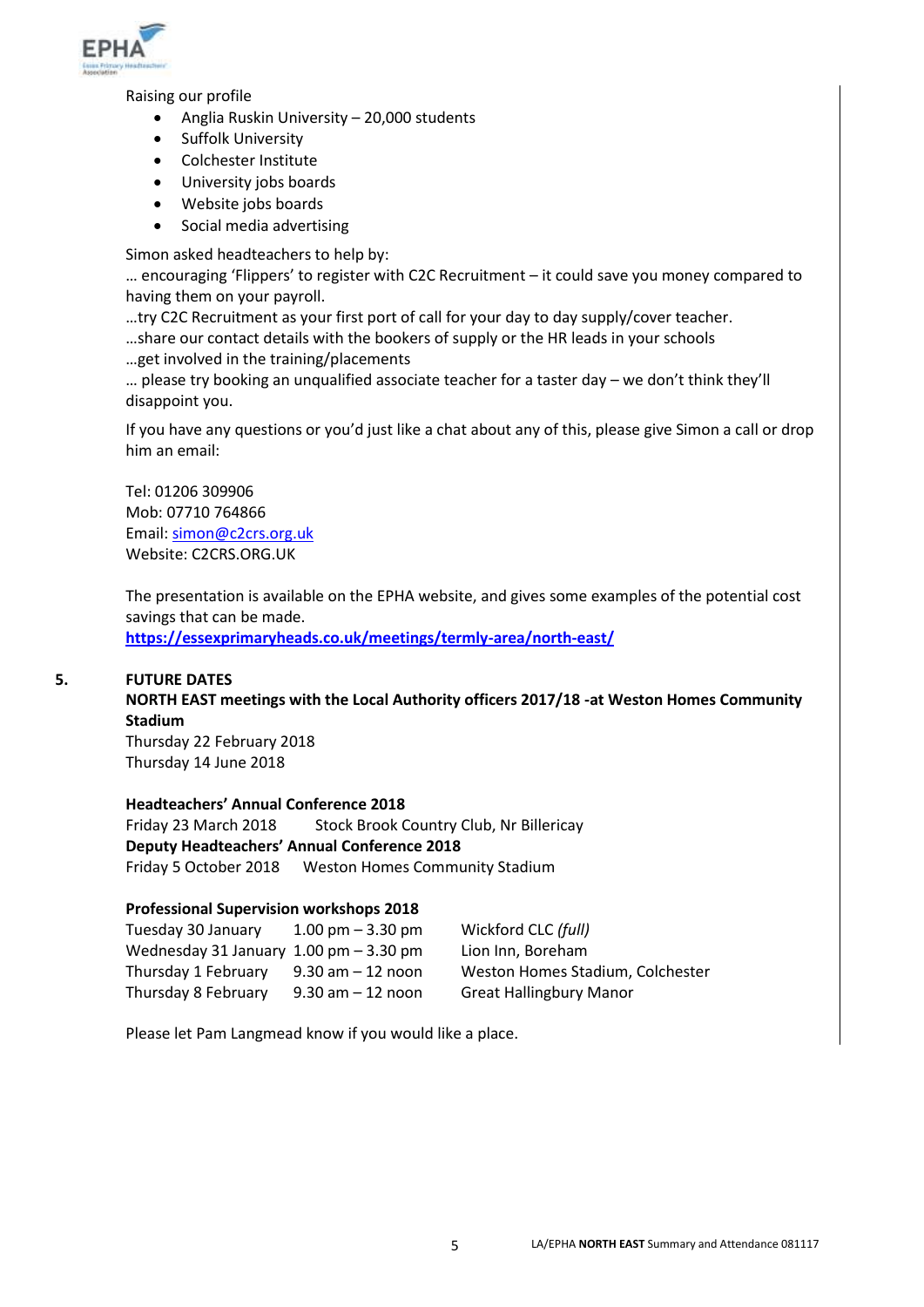Raising our profile

- Anglia Ruskin University – 20,000 students
- Suffolk University
- Colchester Institute
- University jobs boards
- Website jobs boards
- Social media advertising

Simon asked headteachers to help by:

… encouraging 'Flippers' to register with C2C Recruitment – it could save you money compared to having them on your payroll.

…try C2C Recruitment as your first port of call for your day to day supply/cover teacher.

…share our contact details with the bookers of supply or the HR leads in your schools

…get involved in the training/placements

… please try booking an unqualified associate teacher for a taster day – we don't think they'll disappoint you.

If you have any questions or you'd just like a chat about any of this, please give Simon a call or drop him an email:

Tel: 01206 309906
Mob: 07710 764866
Email: simon@c2crs.org.uk
Website: C2CRS.ORG.UK

The presentation is available on the EPHA website, and gives some examples of the potential cost savings that can be made.
**https://essexprimaryheads.co.uk/meetings/termly-area/north-east/**

## 5. FUTURE DATES

**NORTH EAST meetings with the Local Authority officers 2017/18 -at Weston Homes Community Stadium**

Thursday 22 February 2018
Thursday 14 June 2018

**Headteachers' Annual Conference 2018**
Friday 23 March 2018 Stock Brook Country Club, Nr Billericay
**Deputy Headteachers' Annual Conference 2018**
Friday 5 October 2018 Weston Homes Community Stadium

**Professional Supervision workshops 2018**

| | | |
|---|---|---|
| Tuesday 30 January | 1.00 pm – 3.30 pm | Wickford CLC *(full)* |
| Wednesday 31 January | 1.00 pm – 3.30 pm | Lion Inn, Boreham |
| Thursday 1 February | 9.30 am – 12 noon | Weston Homes Stadium, Colchester |
| Thursday 8 February | 9.30 am – 12 noon | Great Hallingbury Manor |

Please let Pam Langmead know if you would like a place.